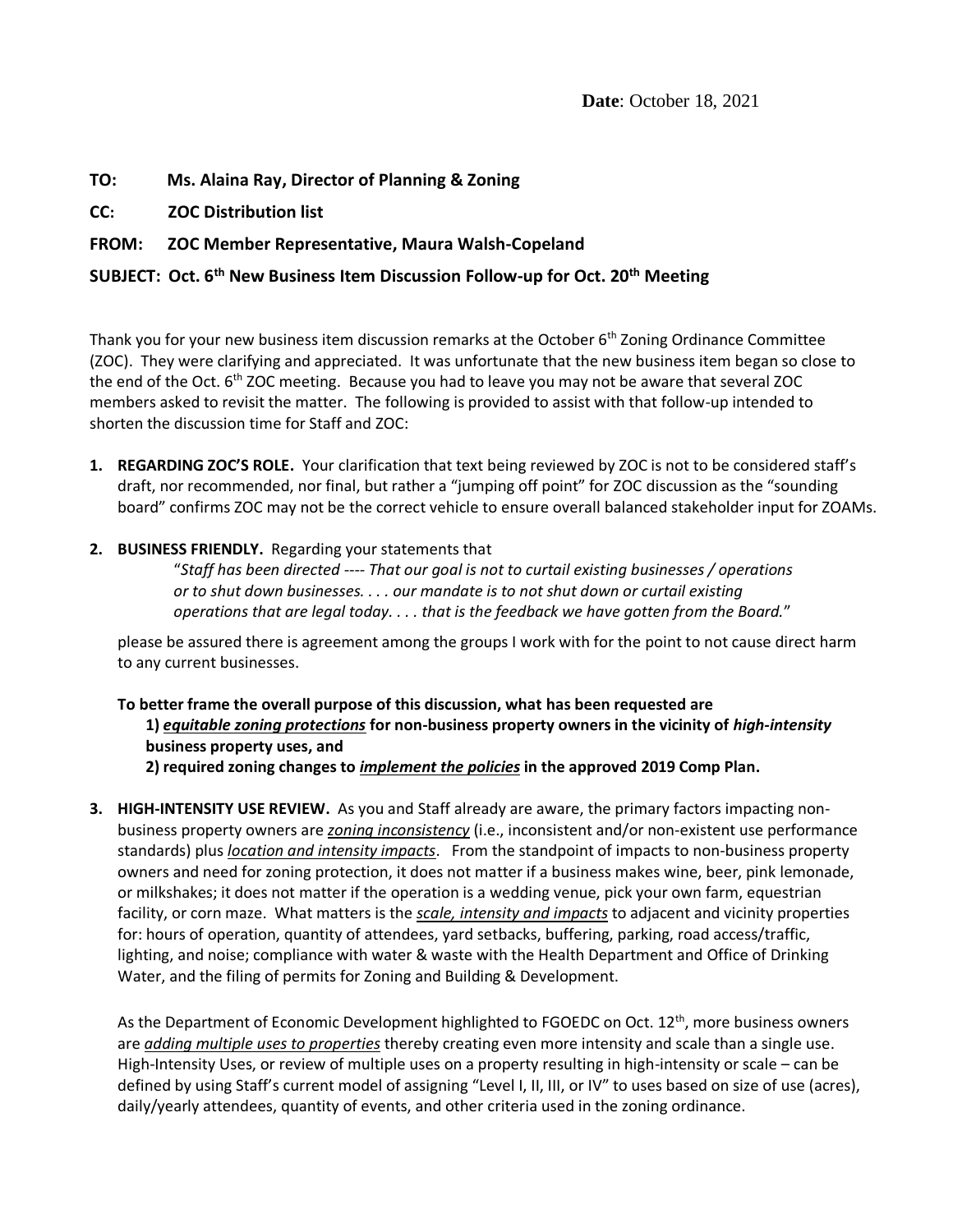**Date**: October 18, 2021

**TO: Ms. Alaina Ray, Director of Planning & Zoning**

**CC: ZOC Distribution list**

**FROM: ZOC Member Representative, Maura Walsh-Copeland**

**SUBJECT: Oct. 6th New Business Item Discussion Follow-up for Oct. 20th Meeting**

Thank you for your new business item discussion remarks at the October 6th Zoning Ordinance Committee (ZOC). They were clarifying and appreciated. It was unfortunate that the new business item began so close to the end of the Oct. 6th ZOC meeting. Because you had to leave you may not be aware that several ZOC members asked to revisit the matter. The following is provided to assist with that follow-up intended to shorten the discussion time for Staff and ZOC:

1. **REGARDING ZOC'S ROLE.** Your clarification that text being reviewed by ZOC is not to be considered staff's draft, nor recommended, nor final, but rather a "jumping off point" for ZOC discussion as the "sounding board" confirms ZOC may not be the correct vehicle to ensure overall balanced stakeholder input for ZOAMs.

2. **BUSINESS FRIENDLY.** Regarding your statements that

   "*Staff has been directed ---- That our goal is not to curtail existing businesses / operations or to shut down businesses. . . . our mandate is to not shut down or curtail existing operations that are legal today. . . . that is the feedback we have gotten from the Board.*"

   please be assured there is agreement among the groups I work with for the point to not cause direct harm to any current businesses.

   **To better frame the overall purpose of this discussion, what has been requested are**
   **1) *equitable zoning protections* for non-business property owners in the vicinity of *high-intensity* business property uses, and**
   **2) required zoning changes to *implement the policies* in the approved 2019 Comp Plan.**

3. **HIGH-INTENSITY USE REVIEW.** As you and Staff already are aware, the primary factors impacting non-business property owners are *zoning inconsistency* (i.e., inconsistent and/or non-existent use performance standards) plus *location and intensity impacts*. From the standpoint of impacts to non-business property owners and need for zoning protection, it does not matter if a business makes wine, beer, pink lemonade, or milkshakes; it does not matter if the operation is a wedding venue, pick your own farm, equestrian facility, or corn maze. What matters is the *scale, intensity and impacts* to adjacent and vicinity properties for: hours of operation, quantity of attendees, yard setbacks, buffering, parking, road access/traffic, lighting, and noise; compliance with water & waste with the Health Department and Office of Drinking Water, and the filing of permits for Zoning and Building & Development.

   As the Department of Economic Development highlighted to FGOEDC on Oct. 12th, more business owners are *adding multiple uses to properties* thereby creating even more intensity and scale than a single use. High-Intensity Uses, or review of multiple uses on a property resulting in high-intensity or scale – can be defined by using Staff's current model of assigning "Level I, II, III, or IV" to uses based on size of use (acres), daily/yearly attendees, quantity of events, and other criteria used in the zoning ordinance.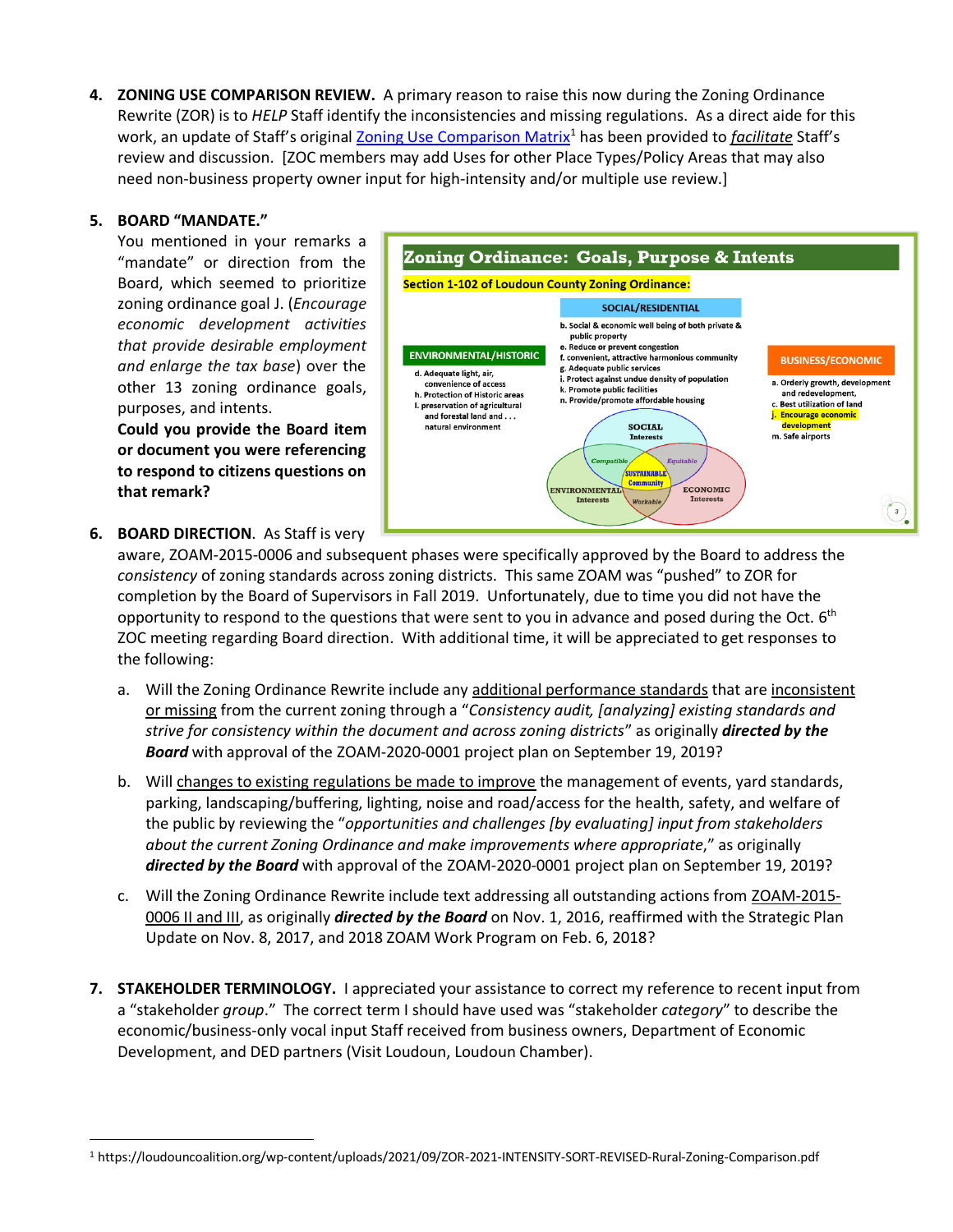4. **ZONING USE COMPARISON REVIEW.** A primary reason to raise this now during the Zoning Ordinance Rewrite (ZOR) is to *HELP* Staff identify the inconsistencies and missing regulations. As a direct aide for this work, an update of Staff's original Zoning Use Comparison Matrix[1] has been provided to *facilitate* Staff's review and discussion. [ZOC members may add Uses for other Place Types/Policy Areas that may also need non-business property owner input for high-intensity and/or multiple use review.]

5. **BOARD "MANDATE."** You mentioned in your remarks a "mandate" or direction from the Board, which seemed to prioritize zoning ordinance goal J. (*Encourage economic development activities that provide desirable employment and enlarge the tax base*) over the other 13 zoning ordinance goals, purposes, and intents. **Could you provide the Board item or document you were referencing to respond to citizens questions on that remark?**

**Zoning Ordinance: Goals, Purpose & Intents**

**Section 1-102 of Loudoun County Zoning Ordinance:**

**SOCIAL/RESIDENTIAL**
- b. Social & economic well being of both private & public property
- e. Reduce or prevent congestion
- f. convenient, attractive harmonious community
- g. Adequate public services
- i. Protect against undue density of population
- k. Promote public facilities
- n. Provide/promote affordable housing

**ENVIRONMENTAL/HISTORIC**
- d. Adequate light, air, convenience of access
- h. Protection of Historic areas
- l. preservation of agricultural and forestal land and . . . natural environment

**BUSINESS/ECONOMIC**
- a. Orderly growth, development and redevelopment,
- c. Best utilization of land
- j. Encourage economic development
- m. Safe airports

SOCIAL Interests — ENVIRONMENTAL Interests — ECONOMIC Interests: Compatible, Equitable, Workable, SUSTAINABLE Community

6. **BOARD DIRECTION**. As Staff is very aware, ZOAM-2015-0006 and subsequent phases were specifically approved by the Board to address the *consistency* of zoning standards across zoning districts. This same ZOAM was "pushed" to ZOR for completion by the Board of Supervisors in Fall 2019. Unfortunately, due to time you did not have the opportunity to respond to the questions that were sent to you in advance and posed during the Oct. 6th ZOC meeting regarding Board direction. With additional time, it will be appreciated to get responses to the following:

   a. Will the Zoning Ordinance Rewrite include any additional performance standards that are inconsistent or missing from the current zoning through a "*Consistency audit, [analyzing] existing standards and strive for consistency within the document and across zoning districts*" as originally ***directed by the Board*** with approval of the ZOAM-2020-0001 project plan on September 19, 2019?

   b. Will changes to existing regulations be made to improve the management of events, yard standards, parking, landscaping/buffering, lighting, noise and road/access for the health, safety, and welfare of the public by reviewing the "*opportunities and challenges [by evaluating] input from stakeholders about the current Zoning Ordinance and make improvements where appropriate*," as originally ***directed by the Board*** with approval of the ZOAM-2020-0001 project plan on September 19, 2019?

   c. Will the Zoning Ordinance Rewrite include text addressing all outstanding actions from ZOAM-2015-0006 II and III, as originally ***directed by the Board*** on Nov. 1, 2016, reaffirmed with the Strategic Plan Update on Nov. 8, 2017, and 2018 ZOAM Work Program on Feb. 6, 2018?

7. **STAKEHOLDER TERMINOLOGY.** I appreciated your assistance to correct my reference to recent input from a "stakeholder *group*." The correct term I should have used was "stakeholder *category*" to describe the economic/business-only vocal input Staff received from business owners, Department of Economic Development, and DED partners (Visit Loudoun, Loudoun Chamber).

[1] https://loudouncoalition.org/wp-content/uploads/2021/09/ZOR-2021-INTENSITY-SORT-REVISED-Rural-Zoning-Comparison.pdf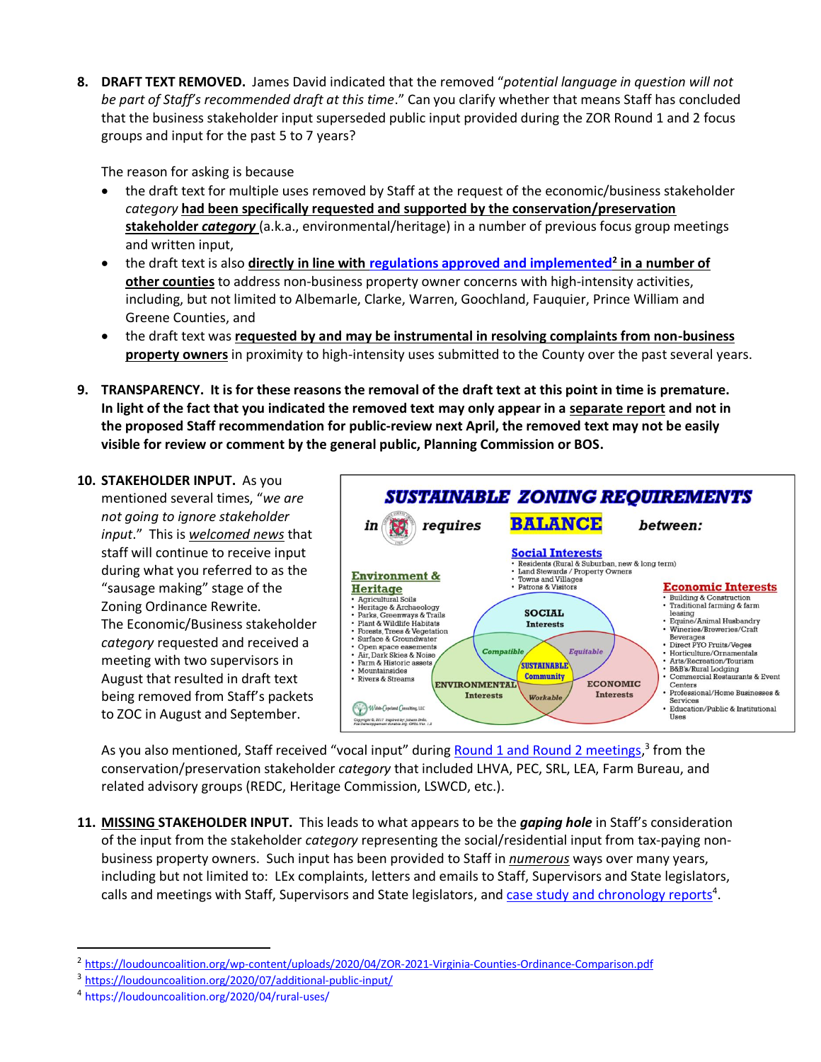8. **DRAFT TEXT REMOVED.** James David indicated that the removed "*potential language in question will not be part of Staff's recommended draft at this time*." Can you clarify whether that means Staff has concluded that the business stakeholder input superseded public input provided during the ZOR Round 1 and 2 focus groups and input for the past 5 to 7 years?

   The reason for asking is because

   - the draft text for multiple uses removed by Staff at the request of the economic/business stakeholder *category* **had been specifically requested and supported by the conservation/preservation stakeholder *category*** (a.k.a., environmental/heritage) in a number of previous focus group meetings and written input,
   - the draft text is also **directly in line with regulations approved and implemented[2] in a number of other counties** to address non-business property owner concerns with high-intensity activities, including, but not limited to Albemarle, Clarke, Warren, Goochland, Fauquier, Prince William and Greene Counties, and
   - the draft text was **requested by and may be instrumental in resolving complaints from non-business property owners** in proximity to high-intensity uses submitted to the County over the past several years.

9. **TRANSPARENCY. It is for these reasons the removal of the draft text at this point in time is premature. In light of the fact that you indicated the removed text may only appear in a separate report and not in the proposed Staff recommendation for public-review next April, the removed text may not be easily visible for review or comment by the general public, Planning Commission or BOS.**

10. **STAKEHOLDER INPUT.** As you mentioned several times, "*we are not going to ignore stakeholder input*." This is *welcomed news* that staff will continue to receive input during what you referred to as the "sausage making" stage of the Zoning Ordinance Rewrite. The Economic/Business stakeholder *category* requested and received a meeting with two supervisors in August that resulted in draft text being removed from Staff's packets to ZOC in August and September.

    **SUSTAINABLE ZONING REQUIREMENTS**

    in [county seal] requires **BALANCE** between:

    **Social Interests**
    - Residents (Rural & Suburban, new & long term)
    - Land Stewards / Property Owners
    - Towns and Villages
    - Patrons & Visitors

    **Environment & Heritage**
    - Agricultural Soils
    - Heritage & Archaeology
    - Parks, Greenways & Trails
    - Plant & Wildlife Habitats
    - Forests, Trees & Vegetation
    - Surface & Groundwater
    - Open space easements
    - Air, Dark Skies & Noise
    - Farm & Historic assets
    - Mountainsides
    - Rivers & Streams

    **Economic Interests**
    - Building & Construction
    - Traditional farming & farm leasing
    - Equine/Animal Husbandry
    - Wineries/Breweries/Craft Beverages
    - Direct PYO Fruits/Veges
    - Horticulture/Ornamentals
    - Arts/Recreation/Tourism
    - B&B's/Rural Lodging
    - Commercial Restaurants & Event Centers
    - Professional/Home Businesses & Services
    - Education/Public & Institutional Uses

    SOCIAL Interests · ENVIRONMENTAL Interests · ECONOMIC Interests · Compatible · Equitable · Workable · SUSTAINABLE Community

    As you also mentioned, Staff received "vocal input" during Round 1 and Round 2 meetings,[3] from the conservation/preservation stakeholder *category* that included LHVA, PEC, SRL, LEA, Farm Bureau, and related advisory groups (REDC, Heritage Commission, LSWCD, etc.).

11. **MISSING STAKEHOLDER INPUT.** This leads to what appears to be the ***gaping hole*** in Staff's consideration of the input from the stakeholder *category* representing the social/residential input from tax-paying non-business property owners. Such input has been provided to Staff in *numerous* ways over many years, including but not limited to: LEx complaints, letters and emails to Staff, Supervisors and State legislators, calls and meetings with Staff, Supervisors and State legislators, and case study and chronology reports[4].

---

[2] https://loudouncoalition.org/wp-content/uploads/2020/04/ZOR-2021-Virginia-Counties-Ordinance-Comparison.pdf

[3] https://loudouncoalition.org/2020/07/additional-public-input/

[4] https://loudouncoalition.org/2020/04/rural-uses/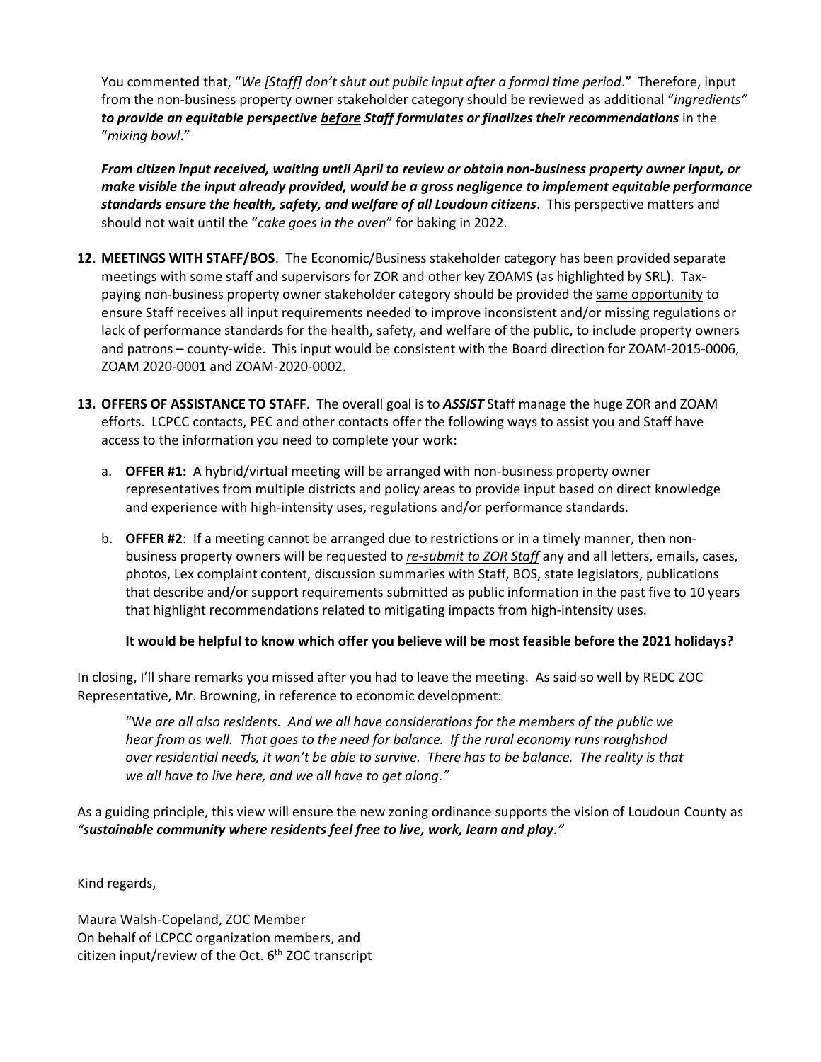You commented that, "*We [Staff] don't shut out public input after a formal time period*." Therefore, input from the non-business property owner stakeholder category should be reviewed as additional "*ingredients" **to provide an equitable perspective <u>before</u> Staff formulates or finalizes their recommendations*** in the "*mixing bowl*."

***From citizen input received, waiting until April to review or obtain non-business property owner input, or make visible the input already provided, would be a gross negligence to implement equitable performance standards ensure the health, safety, and welfare of all Loudoun citizens***. This perspective matters and should not wait until the "*cake goes in the oven*" for baking in 2022.

12. **MEETINGS WITH STAFF/BOS**. The Economic/Business stakeholder category has been provided separate meetings with some staff and supervisors for ZOR and other key ZOAMS (as highlighted by SRL). Tax-paying non-business property owner stakeholder category should be provided the <u>same opportunity</u> to ensure Staff receives all input requirements needed to improve inconsistent and/or missing regulations or lack of performance standards for the health, safety, and welfare of the public, to include property owners and patrons – county-wide. This input would be consistent with the Board direction for ZOAM-2015-0006, ZOAM 2020-0001 and ZOAM-2020-0002.

13. **OFFERS OF ASSISTANCE TO STAFF**. The overall goal is to ***ASSIST*** Staff manage the huge ZOR and ZOAM efforts. LCPCC contacts, PEC and other contacts offer the following ways to assist you and Staff have access to the information you need to complete your work:

    a. **OFFER #1:** A hybrid/virtual meeting will be arranged with non-business property owner representatives from multiple districts and policy areas to provide input based on direct knowledge and experience with high-intensity uses, regulations and/or performance standards.

    b. **OFFER #2**: If a meeting cannot be arranged due to restrictions or in a timely manner, then non-business property owners will be requested to ***<u>re-submit to ZOR Staff</u>*** any and all letters, emails, cases, photos, Lex complaint content, discussion summaries with Staff, BOS, state legislators, publications that describe and/or support requirements submitted as public information in the past five to 10 years that highlight recommendations related to mitigating impacts from high-intensity uses.

    **It would be helpful to know which offer you believe will be most feasible before the 2021 holidays?**

In closing, I'll share remarks you missed after you had to leave the meeting. As said so well by REDC ZOC Representative, Mr. Browning, in reference to economic development:

> "W*e are all also residents. And we all have considerations for the members of the public we hear from as well. That goes to the need for balance. If the rural economy runs roughshod over residential needs, it won't be able to survive. There has to be balance. The reality is that we all have to live here, and we all have to get along."*

As a guiding principle, this view will ensure the new zoning ordinance supports the vision of Loudoun County as *"**sustainable community where residents feel free to live, work, learn and play**."*

Kind regards,

Maura Walsh-Copeland, ZOC Member
On behalf of LCPCC organization members, and
citizen input/review of the Oct. 6th ZOC transcript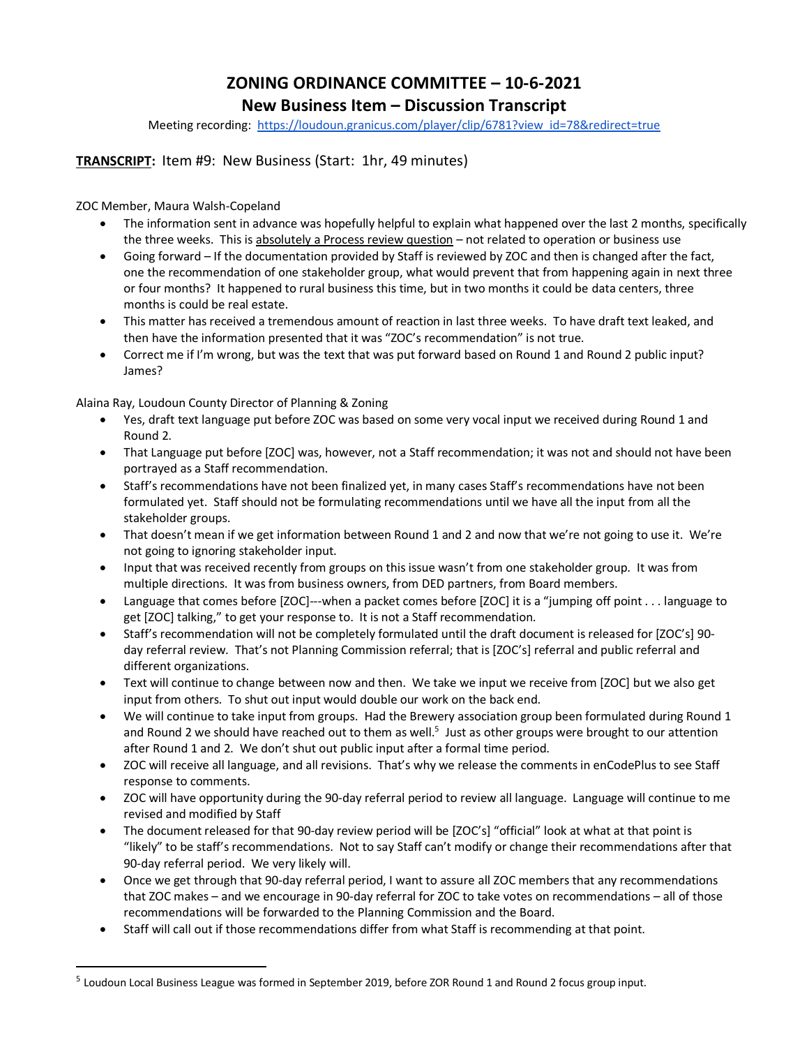# ZONING ORDINANCE COMMITTEE – 10-6-2021

## New Business Item – Discussion Transcript

Meeting recording: [https://loudoun.granicus.com/player/clip/6781?view_id=78&redirect=true](https://loudoun.granicus.com/player/clip/6781?view_id=78&redirect=true)

**<u>TRANSCRIPT</u>:** Item #9: New Business (Start: 1hr, 49 minutes)

ZOC Member, Maura Walsh-Copeland

- The information sent in advance was hopefully helpful to explain what happened over the last 2 months, specifically the three weeks. This is <u>absolutely a Process review question</u> – not related to operation or business use
- Going forward – If the documentation provided by Staff is reviewed by ZOC and then is changed after the fact, one the recommendation of one stakeholder group, what would prevent that from happening again in next three or four months? It happened to rural business this time, but in two months it could be data centers, three months is could be real estate.
- This matter has received a tremendous amount of reaction in last three weeks. To have draft text leaked, and then have the information presented that it was "ZOC's recommendation" is not true.
- Correct me if I'm wrong, but was the text that was put forward based on Round 1 and Round 2 public input? James?

Alaina Ray, Loudoun County Director of Planning & Zoning

- Yes, draft text language put before ZOC was based on some very vocal input we received during Round 1 and Round 2.
- That Language put before [ZOC] was, however, not a Staff recommendation; it was not and should not have been portrayed as a Staff recommendation.
- Staff's recommendations have not been finalized yet, in many cases Staff's recommendations have not been formulated yet. Staff should not be formulating recommendations until we have all the input from all the stakeholder groups.
- That doesn't mean if we get information between Round 1 and 2 and now that we're not going to use it. We're not going to ignoring stakeholder input.
- Input that was received recently from groups on this issue wasn't from one stakeholder group. It was from multiple directions. It was from business owners, from DED partners, from Board members.
- Language that comes before [ZOC]---when a packet comes before [ZOC] it is a "jumping off point . . . language to get [ZOC] talking," to get your response to. It is not a Staff recommendation.
- Staff's recommendation will not be completely formulated until the draft document is released for [ZOC's] 90-day referral review. That's not Planning Commission referral; that is [ZOC's] referral and public referral and different organizations.
- Text will continue to change between now and then. We take we input we receive from [ZOC] but we also get input from others. To shut out input would double our work on the back end.
- We will continue to take input from groups. Had the Brewery association group been formulated during Round 1 and Round 2 we should have reached out to them as well.[5] Just as other groups were brought to our attention after Round 1 and 2. We don't shut out public input after a formal time period.
- ZOC will receive all language, and all revisions. That's why we release the comments in enCodePlus to see Staff response to comments.
- ZOC will have opportunity during the 90-day referral period to review all language. Language will continue to me revised and modified by Staff
- The document released for that 90-day review period will be [ZOC's] "official" look at what at that point is "likely" to be staff's recommendations. Not to say Staff can't modify or change their recommendations after that 90-day referral period. We very likely will.
- Once we get through that 90-day referral period, I want to assure all ZOC members that any recommendations that ZOC makes – and we encourage in 90-day referral for ZOC to take votes on recommendations – all of those recommendations will be forwarded to the Planning Commission and the Board.
- Staff will call out if those recommendations differ from what Staff is recommending at that point.

---

[5] Loudoun Local Business League was formed in September 2019, before ZOR Round 1 and Round 2 focus group input.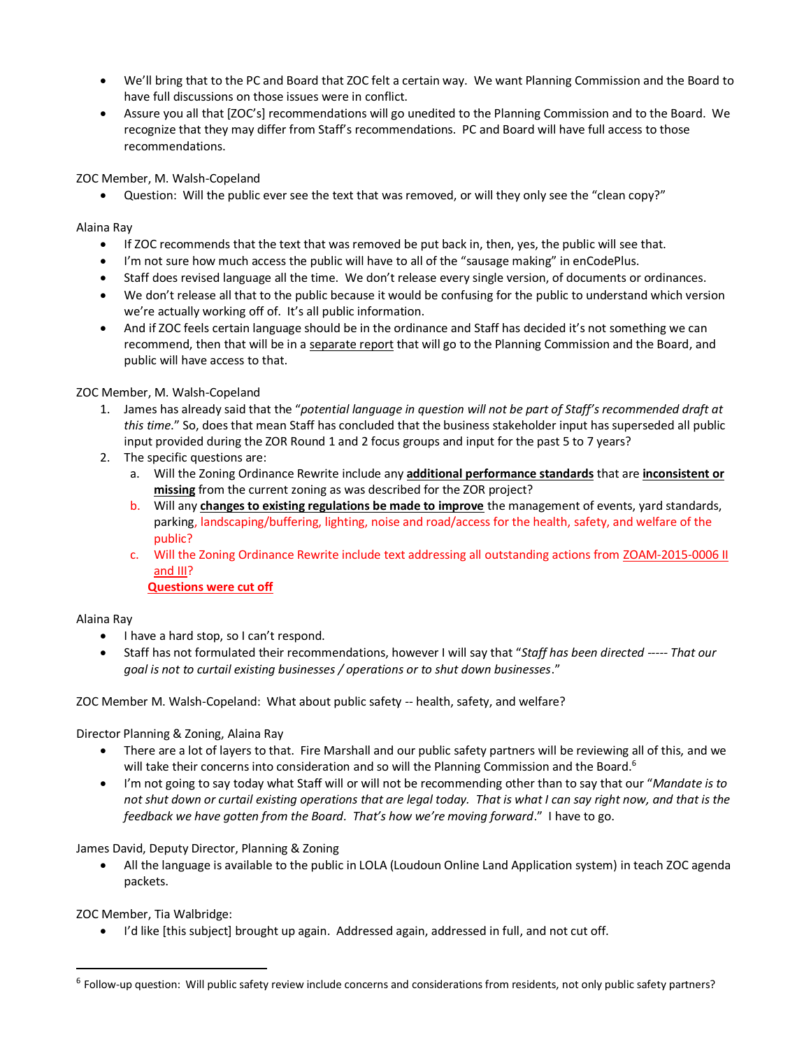- We'll bring that to the PC and Board that ZOC felt a certain way. We want Planning Commission and the Board to have full discussions on those issues were in conflict.
- Assure you all that [ZOC's] recommendations will go unedited to the Planning Commission and to the Board. We recognize that they may differ from Staff's recommendations. PC and Board will have full access to those recommendations.

ZOC Member, M. Walsh-Copeland

- Question: Will the public ever see the text that was removed, or will they only see the "clean copy?"

Alaina Ray

- If ZOC recommends that the text that was removed be put back in, then, yes, the public will see that.
- I'm not sure how much access the public will have to all of the "sausage making" in enCodePlus.
- Staff does revised language all the time. We don't release every single version, of documents or ordinances.
- We don't release all that to the public because it would be confusing for the public to understand which version we're actually working off of. It's all public information.
- And if ZOC feels certain language should be in the ordinance and Staff has decided it's not something we can recommend, then that will be in a <u>separate report</u> that will go to the Planning Commission and the Board, and public will have access to that.

ZOC Member, M. Walsh-Copeland

1. James has already said that the "*potential language in question will not be part of Staff's recommended draft at this time*." So, does that mean Staff has concluded that the business stakeholder input has superseded all public input provided during the ZOR Round 1 and 2 focus groups and input for the past 5 to 7 years?
2. The specific questions are:
   a. Will the Zoning Ordinance Rewrite include any **<u>additional performance standards</u>** that are **<u>inconsistent or missing</u>** from the current zoning as was described for the ZOR project?
   b. Will any **<u>changes to existing regulations be made to improve</u>** the management of events, yard standards, parking, landscaping/buffering, lighting, noise and road/access for the health, safety, and welfare of the public?
   c. Will the Zoning Ordinance Rewrite include text addressing all outstanding actions from <u>ZOAM-2015-0006 II and III</u>?

   **<u>Questions were cut off</u>**

Alaina Ray

- I have a hard stop, so I can't respond.
- Staff has not formulated their recommendations, however I will say that "*Staff has been directed ----- That our goal is not to curtail existing businesses / operations or to shut down businesses*."

ZOC Member M. Walsh-Copeland: What about public safety -- health, safety, and welfare?

Director Planning & Zoning, Alaina Ray

- There are a lot of layers to that. Fire Marshall and our public safety partners will be reviewing all of this, and we will take their concerns into consideration and so will the Planning Commission and the Board.[6]
- I'm not going to say today what Staff will or will not be recommending other than to say that our "*Mandate is to not shut down or curtail existing operations that are legal today. That is what I can say right now, and that is the feedback we have gotten from the Board. That's how we're moving forward*." I have to go.

James David, Deputy Director, Planning & Zoning

- All the language is available to the public in LOLA (Loudoun Online Land Application system) in teach ZOC agenda packets.

ZOC Member, Tia Walbridge:

- I'd like [this subject] brought up again. Addressed again, addressed in full, and not cut off.

---

[6] Follow-up question: Will public safety review include concerns and considerations from residents, not only public safety partners?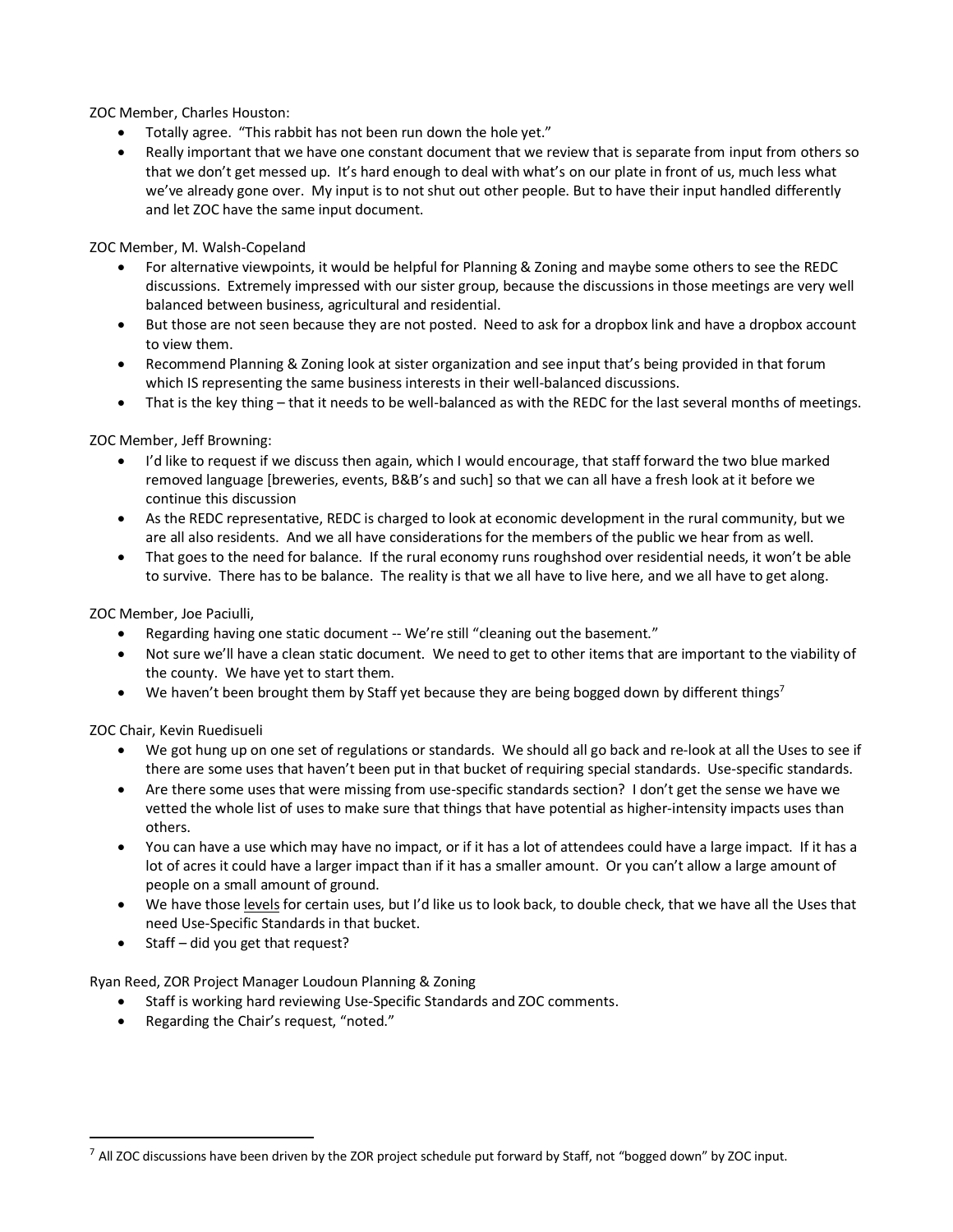ZOC Member, Charles Houston:

- Totally agree. "This rabbit has not been run down the hole yet."
- Really important that we have one constant document that we review that is separate from input from others so that we don't get messed up. It's hard enough to deal with what's on our plate in front of us, much less what we've already gone over. My input is to not shut out other people. But to have their input handled differently and let ZOC have the same input document.

ZOC Member, M. Walsh-Copeland

- For alternative viewpoints, it would be helpful for Planning & Zoning and maybe some others to see the REDC discussions. Extremely impressed with our sister group, because the discussions in those meetings are very well balanced between business, agricultural and residential.
- But those are not seen because they are not posted. Need to ask for a dropbox link and have a dropbox account to view them.
- Recommend Planning & Zoning look at sister organization and see input that's being provided in that forum which IS representing the same business interests in their well-balanced discussions.
- That is the key thing – that it needs to be well-balanced as with the REDC for the last several months of meetings.

ZOC Member, Jeff Browning:

- I'd like to request if we discuss then again, which I would encourage, that staff forward the two blue marked removed language [breweries, events, B&B's and such] so that we can all have a fresh look at it before we continue this discussion
- As the REDC representative, REDC is charged to look at economic development in the rural community, but we are all also residents. And we all have considerations for the members of the public we hear from as well.
- That goes to the need for balance. If the rural economy runs roughshod over residential needs, it won't be able to survive. There has to be balance. The reality is that we all have to live here, and we all have to get along.

ZOC Member, Joe Paciulli,

- Regarding having one static document -- We're still "cleaning out the basement."
- Not sure we'll have a clean static document. We need to get to other items that are important to the viability of the county. We have yet to start them.
- We haven't been brought them by Staff yet because they are being bogged down by different things[7]

ZOC Chair, Kevin Ruedisueli

- We got hung up on one set of regulations or standards. We should all go back and re-look at all the Uses to see if there are some uses that haven't been put in that bucket of requiring special standards. Use-specific standards.
- Are there some uses that were missing from use-specific standards section? I don't get the sense we have we vetted the whole list of uses to make sure that things that have potential as higher-intensity impacts uses than others.
- You can have a use which may have no impact, or if it has a lot of attendees could have a large impact. If it has a lot of acres it could have a larger impact than if it has a smaller amount. Or you can't allow a large amount of people on a small amount of ground.
- We have those <u>levels</u> for certain uses, but I'd like us to look back, to double check, that we have all the Uses that need Use-Specific Standards in that bucket.
- Staff – did you get that request?

Ryan Reed, ZOR Project Manager Loudoun Planning & Zoning

- Staff is working hard reviewing Use-Specific Standards and ZOC comments.
- Regarding the Chair's request, "noted."

---

[7] All ZOC discussions have been driven by the ZOR project schedule put forward by Staff, not "bogged down" by ZOC input.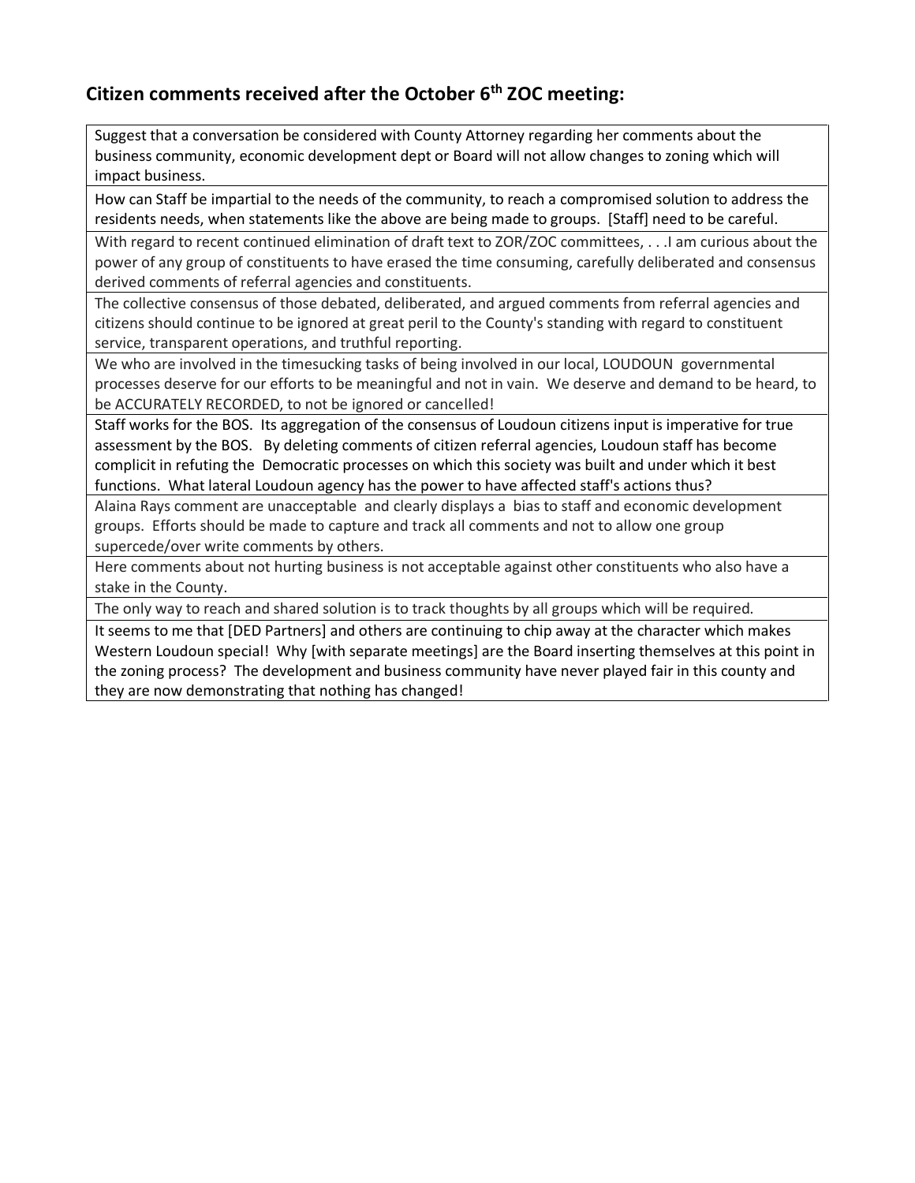## Citizen comments received after the October 6th ZOC meeting:

| |
|---|
| Suggest that a conversation be considered with County Attorney regarding her comments about the business community, economic development dept or Board will not allow changes to zoning which will impact business. |
| How can Staff be impartial to the needs of the community, to reach a compromised solution to address the residents needs, when statements like the above are being made to groups. [Staff] need to be careful. |
| With regard to recent continued elimination of draft text to ZOR/ZOC committees, . . .I am curious about the power of any group of constituents to have erased the time consuming, carefully deliberated and consensus derived comments of referral agencies and constituents. |
| The collective consensus of those debated, deliberated, and argued comments from referral agencies and citizens should continue to be ignored at great peril to the County's standing with regard to constituent service, transparent operations, and truthful reporting. |
| We who are involved in the timesucking tasks of being involved in our local, LOUDOUN governmental processes deserve for our efforts to be meaningful and not in vain. We deserve and demand to be heard, to be ACCURATELY RECORDED, to not be ignored or cancelled! |
| Staff works for the BOS. Its aggregation of the consensus of Loudoun citizens input is imperative for true assessment by the BOS. By deleting comments of citizen referral agencies, Loudoun staff has become complicit in refuting the Democratic processes on which this society was built and under which it best functions. What lateral Loudoun agency has the power to have affected staff's actions thus? |
| Alaina Rays comment are unacceptable and clearly displays a bias to staff and economic development groups. Efforts should be made to capture and track all comments and not to allow one group supercede/over write comments by others. |
| Here comments about not hurting business is not acceptable against other constituents who also have a stake in the County. |
| The only way to reach and shared solution is to track thoughts by all groups which will be required. |
| It seems to me that [DED Partners] and others are continuing to chip away at the character which makes Western Loudoun special! Why [with separate meetings] are the Board inserting themselves at this point in the zoning process? The development and business community have never played fair in this county and they are now demonstrating that nothing has changed! |